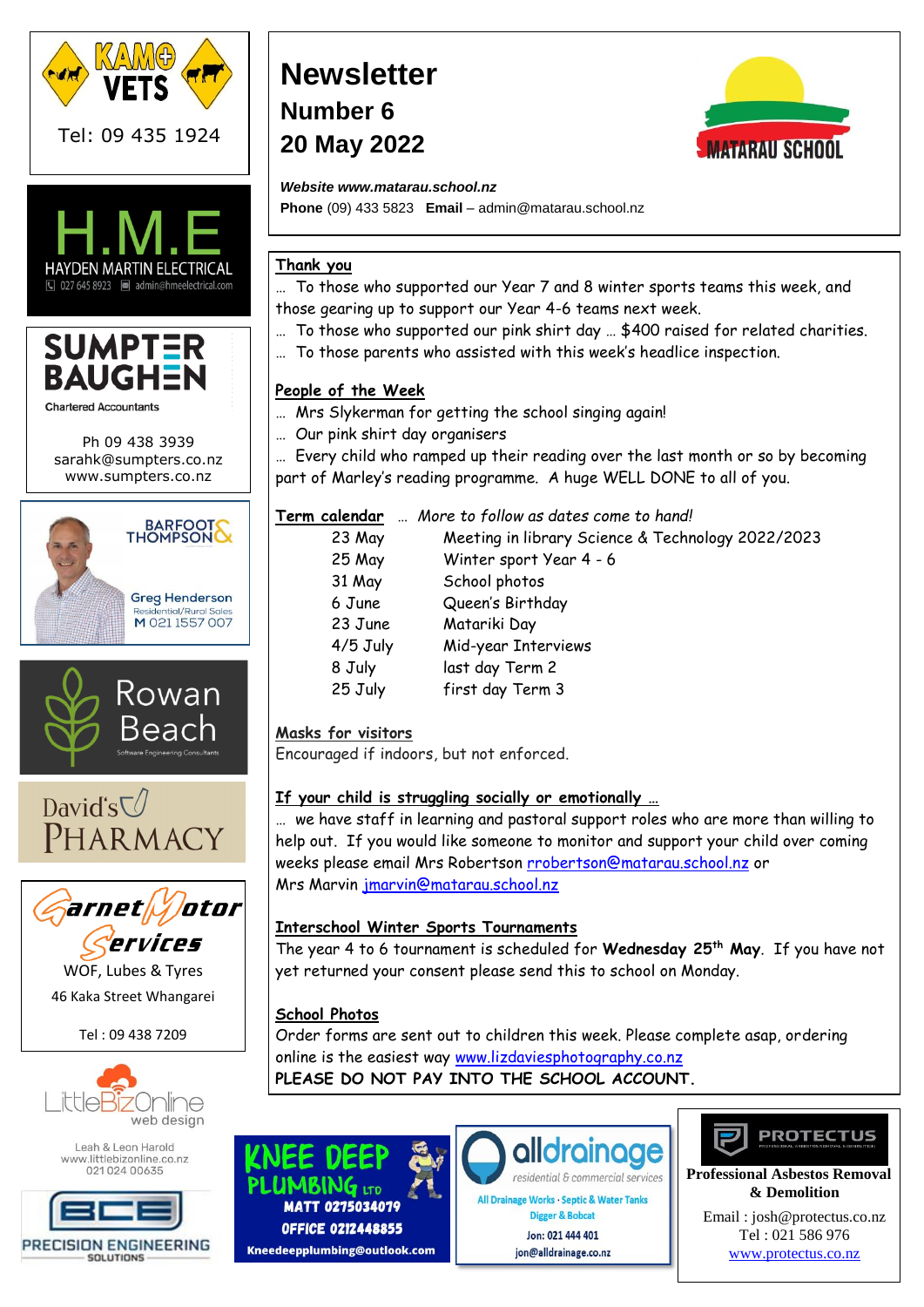# Newsletter

## Number 6

## 20 May 2022

MATARAU SCHOOL

***Website www.matarau.school.nz***

**Phone** (09) 433 5823 **Email** – admin@matarau.school.nz

**Thank you**

… To those who supported our Year 7 and 8 winter sports teams this week, and those gearing up to support our Year 4-6 teams next week.

… To those who supported our pink shirt day … $400 raised for related charities.

… To those parents who assisted with this week's headlice inspection.

**People of the Week**

… Mrs Slykerman for getting the school singing again!

… Our pink shirt day organisers

… Every child who ramped up their reading over the last month or so by becoming part of Marley's reading programme. A huge WELL DONE to all of you.

**Term calendar** … *More to follow as dates come to hand!*

| | |
|---|---|
| 23 May | Meeting in library Science & Technology 2022/2023 |
| 25 May | Winter sport Year 4 - 6 |
| 31 May | School photos |
| 6 June | Queen's Birthday |
| 23 June | Matariki Day |
| 4/5 July | Mid-year Interviews |
| 8 July | last day Term 2 |
| 25 July | first day Term 3 |

**Masks for visitors**

Encouraged if indoors, but not enforced.

**If your child is struggling socially or emotionally …**

… we have staff in learning and pastoral support roles who are more than willing to help out. If you would like someone to monitor and support your child over coming weeks please email Mrs Robertson rrobertson@matarau.school.nz or Mrs Marvin jmarvin@matarau.school.nz

**Interschool Winter Sports Tournaments**

The year 4 to 6 tournament is scheduled for **Wednesday 25th May**. If you have not yet returned your consent please send this to school on Monday.

**School Photos**

Order forms are sent out to children this week. Please complete asap, ordering online is the easiest way www.lizdaviesphotography.co.nz

PLEASE DO NOT PAY INTO THE SCHOOL ACCOUNT.

---

KAMO VETS
Tel: 09 435 1924

H.M.E
HAYDEN MARTIN ELECTRICAL
027 645 8923 admin@hmeelectrical.com

SUMPTER BAUGHEN
Chartered Accountants
Ph 09 438 3939
sarahk@sumpters.co.nz
www.sumpters.co.nz

BARFOOT & THOMPSON
Greg Henderson
Residential/Rural Sales
M 021 1557 007

Rowan Beach
Software Engineering Consultants

David's PHARMACY

Garnet Motor Services
WOF, Lubes & Tyres
46 Kaka Street Whangarei
Tel : 09 438 7209

LittleBizOnline web design
Leah & Leon Harold
www.littlebizonline.co.nz
021 024 00635

BCE PRECISION ENGINEERING SOLUTIONS

KNEE DEEP PLUMBING LTD
MATT 0275034079
OFFICE 0212448855
Kneedeepplumbing@outlook.com

alldrainage
residential & commercial services
All Drainage Works · Septic & Water Tanks
Digger & Bobcat
Jon: 021 444 401
jon@alldrainage.co.nz

PROTECTUS
Professional Asbestos Removal & Demolition
Email : josh@protectus.co.nz
Tel : 021 586 976
www.protectus.co.nz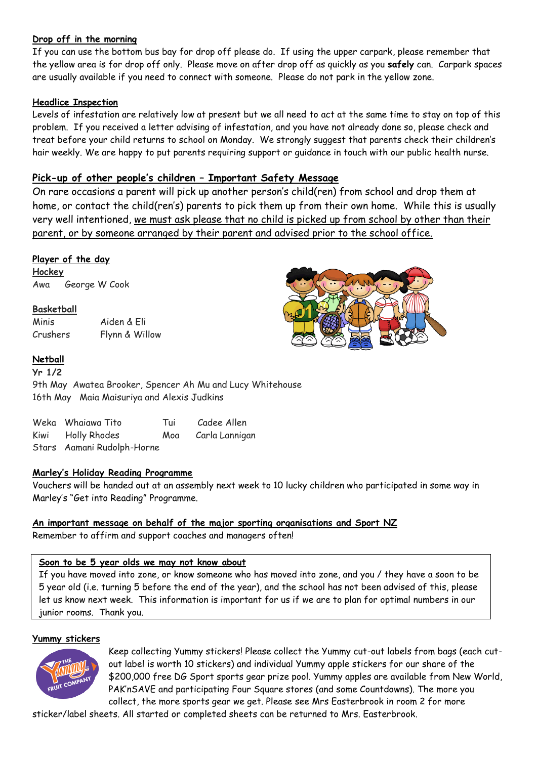**Drop off in the morning**

If you can use the bottom bus bay for drop off please do. If using the upper carpark, please remember that the yellow area is for drop off only. Please move on after drop off as quickly as you **safely** can. Carpark spaces are usually available if you need to connect with someone. Please do not park in the yellow zone.

**Headlice Inspection**

Levels of infestation are relatively low at present but we all need to act at the same time to stay on top of this problem. If you received a letter advising of infestation, and you have not already done so, please check and treat before your child returns to school on Monday. We strongly suggest that parents check their children's hair weekly. We are happy to put parents requiring support or guidance in touch with our public health nurse.

**Pick-up of other people's children – Important Safety Message**

On rare occasions a parent will pick up another person's child(ren) from school and drop them at home, or contact the child(ren's) parents to pick them up from their own home. While this is usually very well intentioned, we must ask please that no child is picked up from school by other than their parent, or by someone arranged by their parent and advised prior to the school office.

**Player of the day**

**Hockey**

Awa George W Cook

**Basketball**

| | |
|---|---|
| Minis | Aiden & Eli |
| Crushers | Flynn & Willow |

**Netball**

**Yr 1/2**

9th May Awatea Brooker, Spencer Ah Mu and Lucy Whitehouse

16th May Maia Maisuriya and Alexis Judkins

| | | | |
|---|---|---|---|
| Weka | Whaiawa Tito | Tui | Cadee Allen |
| Kiwi | Holly Rhodes | Moa | Carla Lannigan |
| Stars | Aamani Rudolph-Horne | | |

**Marley's Holiday Reading Programme**

Vouchers will be handed out at an assembly next week to 10 lucky children who participated in some way in Marley's "Get into Reading" Programme.

**An important message on behalf of the major sporting organisations and Sport NZ**

Remember to affirm and support coaches and managers often!

**Soon to be 5 year olds we may not know about**

If you have moved into zone, or know someone who has moved into zone, and you / they have a soon to be 5 year old (i.e. turning 5 before the end of the year), and the school has not been advised of this, please let us know next week. This information is important for us if we are to plan for optimal numbers in our junior rooms. Thank you.

**Yummy stickers**

Keep collecting Yummy stickers! Please collect the Yummy cut-out labels from bags (each cut-out label is worth 10 stickers) and individual Yummy apple stickers for our share of the $200,000 free DG Sport sports gear prize pool. Yummy apples are available from New World, PAK'nSAVE and participating Four Square stores (and some Countdowns). The more you collect, the more sports gear we get. Please see Mrs Easterbrook in room 2 for more sticker/label sheets. All started or completed sheets can be returned to Mrs. Easterbrook.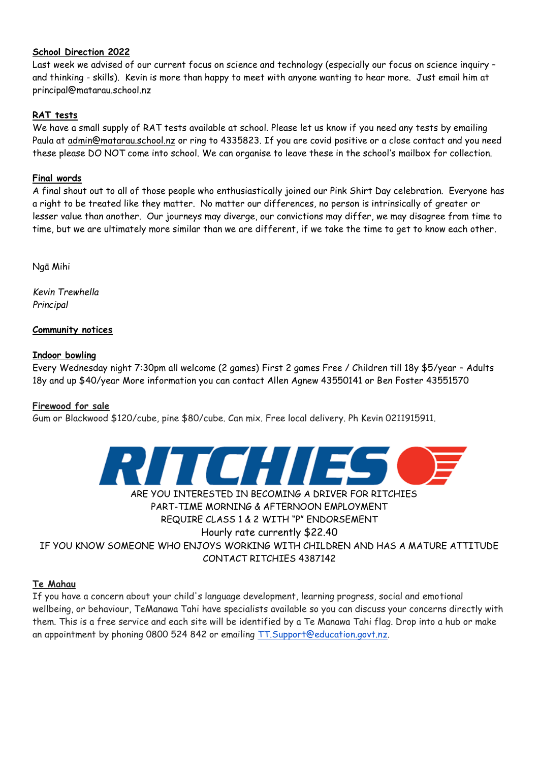**School Direction 2022**

Last week we advised of our current focus on science and technology (especially our focus on science inquiry – and thinking - skills). Kevin is more than happy to meet with anyone wanting to hear more. Just email him at principal@matarau.school.nz

**RAT tests**

We have a small supply of RAT tests available at school. Please let us know if you need any tests by emailing Paula at admin@matarau.school.nz or ring to 4335823. If you are covid positive or a close contact and you need these please DO NOT come into school. We can organise to leave these in the school's mailbox for collection.

**Final words**

A final shout out to all of those people who enthusiastically joined our Pink Shirt Day celebration. Everyone has a right to be treated like they matter. No matter our differences, no person is intrinsically of greater or lesser value than another. Our journeys may diverge, our convictions may differ, we may disagree from time to time, but we are ultimately more similar than we are different, if we take the time to get to know each other.

Ngā Mihi

*Kevin Trewhella*
*Principal*

**Community notices**

**Indoor bowling**

Every Wednesday night 7:30pm all welcome (2 games) First 2 games Free / Children till 18y $5/year – Adults 18y and up $40/year More information you can contact Allen Agnew 43550141 or Ben Foster 43551570

**Firewood for sale**

Gum or Blackwood $120/cube, pine $80/cube. Can mix. Free local delivery. Ph Kevin 0211915911.

RITCHIES

ARE YOU INTERESTED IN BECOMING A DRIVER FOR RITCHIES
PART-TIME MORNING & AFTERNOON EMPLOYMENT
REQUIRE CLASS 1 & 2 WITH "P" ENDORSEMENT
Hourly rate currently $22.40
IF YOU KNOW SOMEONE WHO ENJOYS WORKING WITH CHILDREN AND HAS A MATURE ATTITUDE
CONTACT RITCHIES 4387142

**Te Mahau**

If you have a concern about your child's language development, learning progress, social and emotional wellbeing, or behaviour, TeManawa Tahi have specialists available so you can discuss your concerns directly with them. This is a free service and each site will be identified by a Te Manawa Tahi flag. Drop into a hub or make an appointment by phoning 0800 524 842 or emailing TT.Support@education.govt.nz.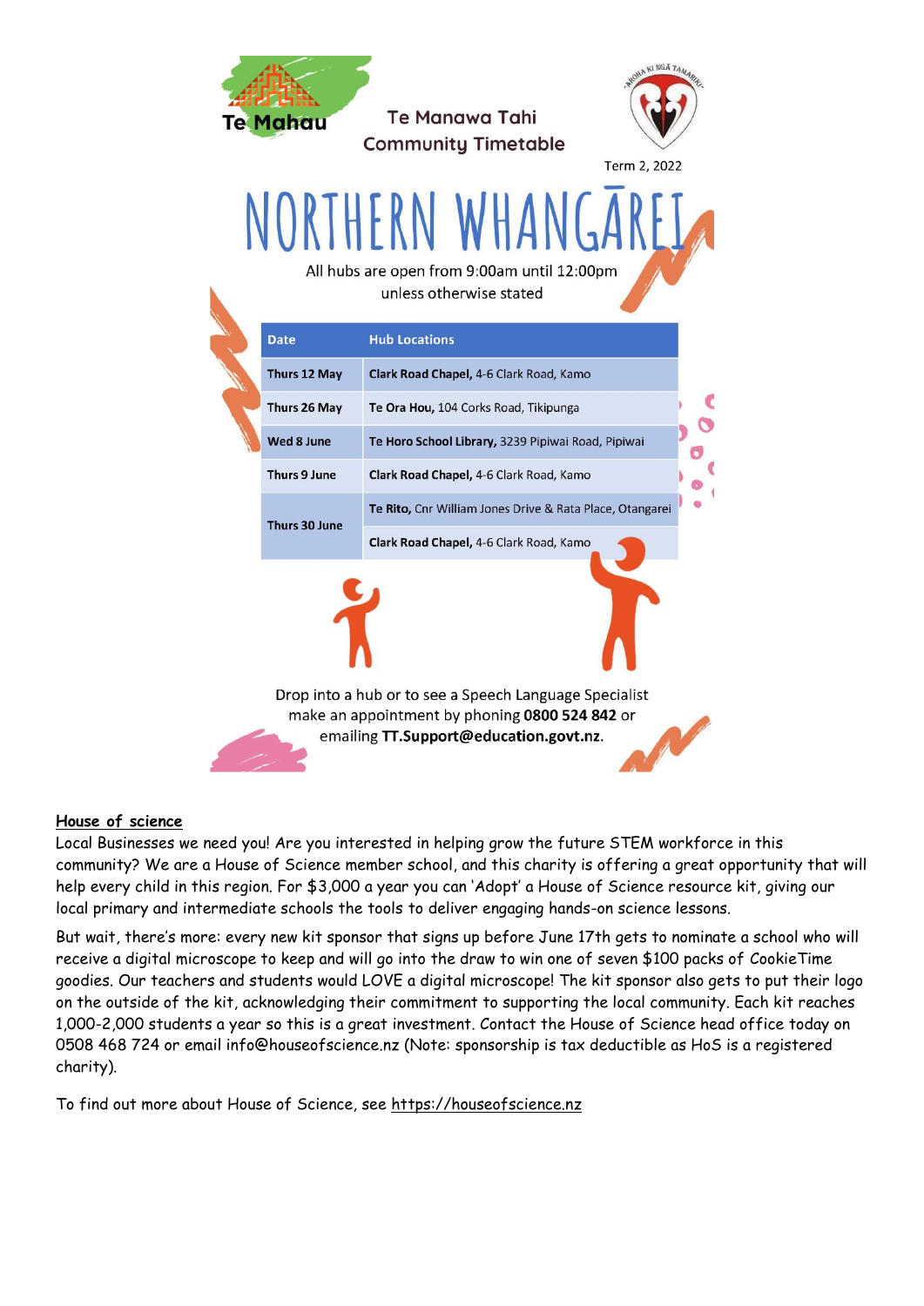Te Mahau

Te Manawa Tahi
Community Timetable

"AROHA KI NGĀ TAMARIKI"

Term 2, 2022

# NORTHERN WHANGĀREI

All hubs are open from 9:00am until 12:00pm
unless otherwise stated

| Date | Hub Locations |
|---|---|
| Thurs 12 May | **Clark Road Chapel,** 4-6 Clark Road, Kamo |
| Thurs 26 May | **Te Ora Hou,** 104 Corks Road, Tikipunga |
| Wed 8 June | **Te Horo School Library,** 3239 Pipiwai Road, Pipiwai |
| Thurs 9 June | **Clark Road Chapel,** 4-6 Clark Road, Kamo |
| Thurs 30 June | **Te Rito,** Cnr William Jones Drive & Rata Place, Otangarei |
| | **Clark Road Chapel,** 4-6 Clark Road, Kamo |

Drop into a hub or to see a Speech Language Specialist make an appointment by phoning **0800 524 842** or emailing **TT.Support@education.govt.nz**.

## House of science

Local Businesses we need you! Are you interested in helping grow the future STEM workforce in this community? We are a House of Science member school, and this charity is offering a great opportunity that will help every child in this region. For $3,000 a year you can 'Adopt' a House of Science resource kit, giving our local primary and intermediate schools the tools to deliver engaging hands-on science lessons.

But wait, there's more: every new kit sponsor that signs up before June 17th gets to nominate a school who will receive a digital microscope to keep and will go into the draw to win one of seven $100 packs of CookieTime goodies. Our teachers and students would LOVE a digital microscope! The kit sponsor also gets to put their logo on the outside of the kit, acknowledging their commitment to supporting the local community. Each kit reaches 1,000-2,000 students a year so this is a great investment. Contact the House of Science head office today on 0508 468 724 or email info@houseofscience.nz (Note: sponsorship is tax deductible as HoS is a registered charity).

To find out more about House of Science, see https://houseofscience.nz